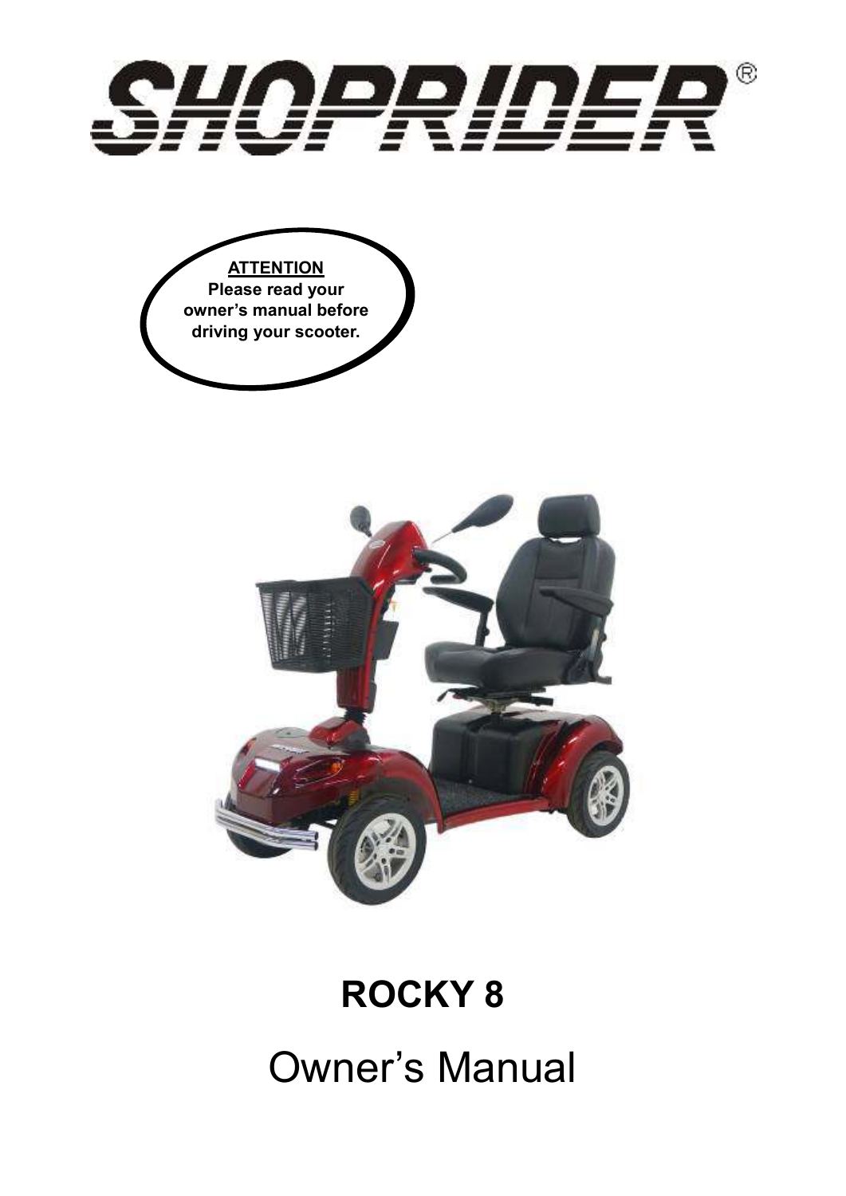# SHOPRIDER®

**ATTENTION**
**Please read your owner's manual before driving your scooter.**

# ROCKY 8

## Owner's Manual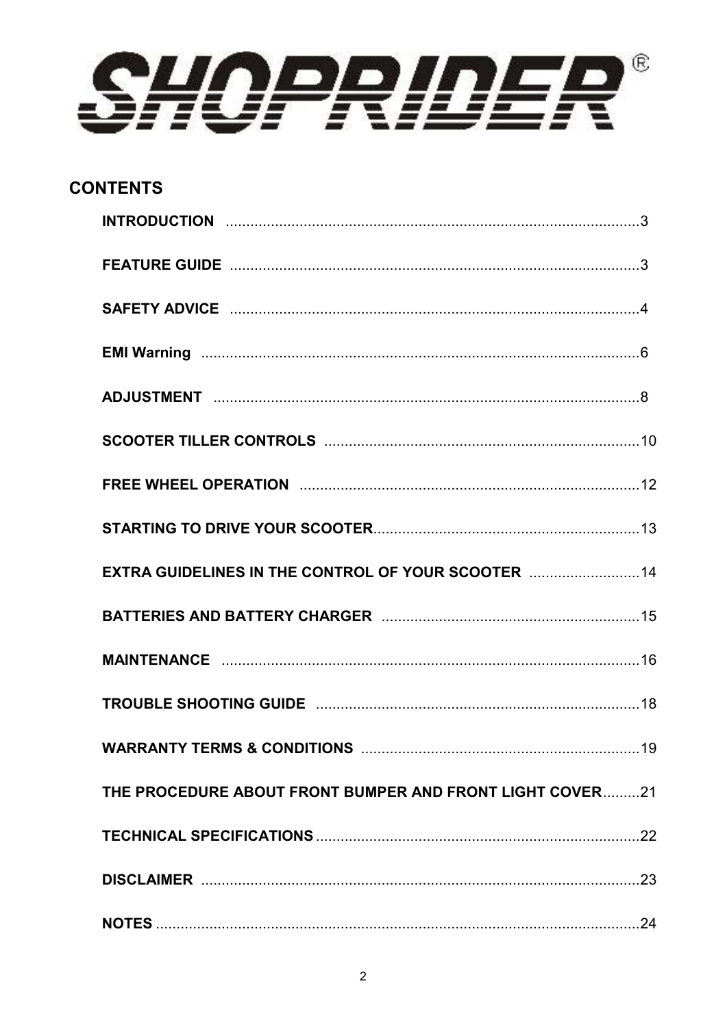SHOPRIDER®

## CONTENTS

| Section | Page |
|---|---|
| INTRODUCTION | 3 |
| FEATURE GUIDE | 3 |
| SAFETY ADVICE | 4 |
| EMI Warning | 6 |
| ADJUSTMENT | 8 |
| SCOOTER TILLER CONTROLS | 10 |
| FREE WHEEL OPERATION | 12 |
| STARTING TO DRIVE YOUR SCOOTER | 13 |
| EXTRA GUIDELINES IN THE CONTROL OF YOUR SCOOTER | 14 |
| BATTERIES AND BATTERY CHARGER | 15 |
| MAINTENANCE | 16 |
| TROUBLE SHOOTING GUIDE | 18 |
| WARRANTY TERMS & CONDITIONS | 19 |
| THE PROCEDURE ABOUT FRONT BUMPER AND FRONT LIGHT COVER | 21 |
| TECHNICAL SPECIFICATIONS | 22 |
| DISCLAIMER | 23 |
| NOTES | 24 |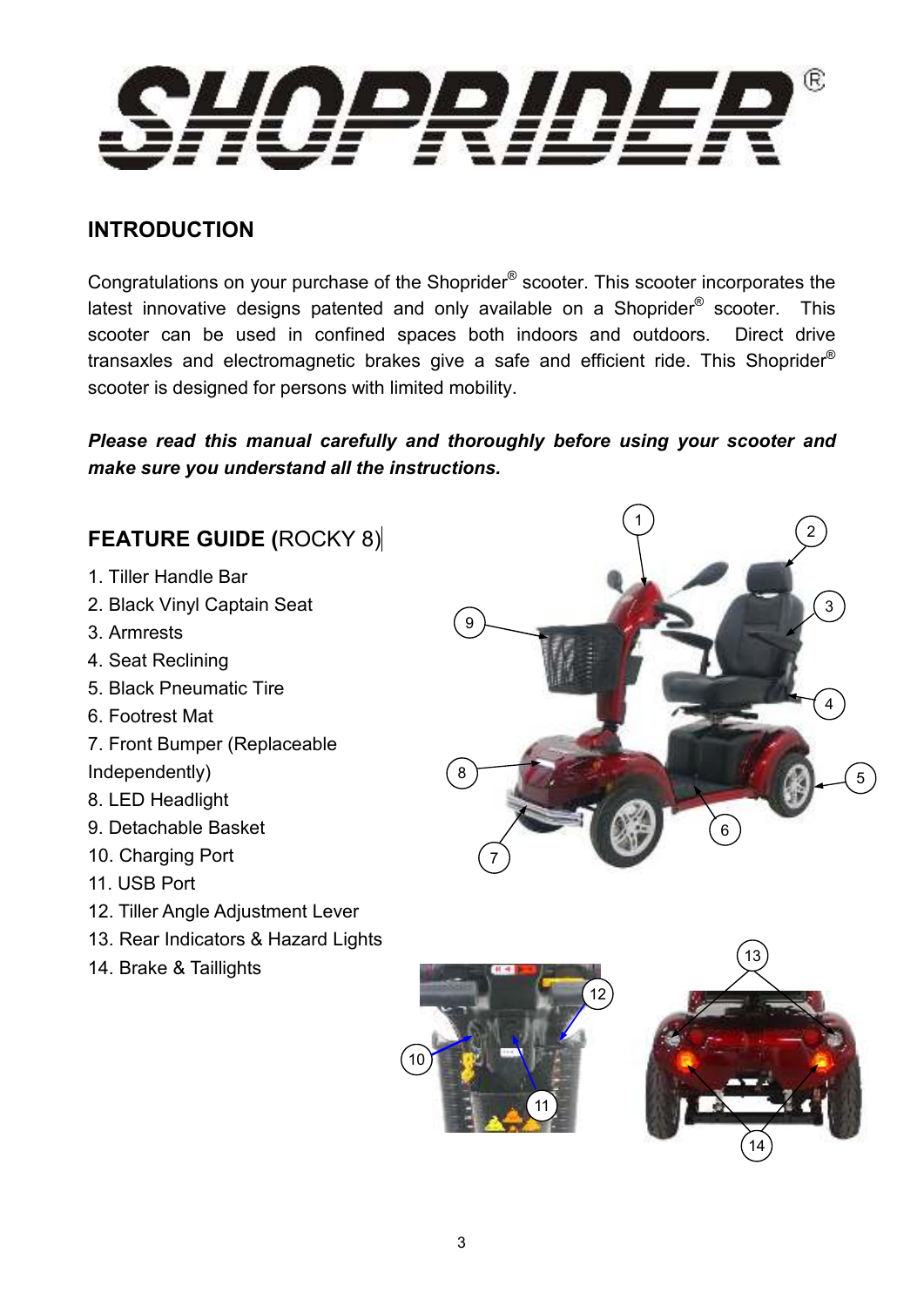# SHOPRIDER®

## INTRODUCTION

Congratulations on your purchase of the Shoprider® scooter. This scooter incorporates the latest innovative designs patented and only available on a Shoprider® scooter. This scooter can be used in confined spaces both indoors and outdoors. Direct drive transaxles and electromagnetic brakes give a safe and efficient ride. This Shoprider® scooter is designed for persons with limited mobility.

***Please read this manual carefully and thoroughly before using your scooter and make sure you understand all the instructions.***

## FEATURE GUIDE (ROCKY 8)

1. Tiller Handle Bar
2. Black Vinyl Captain Seat
3. Armrests
4. Seat Reclining
5. Black Pneumatic Tire
6. Footrest Mat
7. Front Bumper (Replaceable Independently)
8. LED Headlight
9. Detachable Basket
10. Charging Port
11. USB Port
12. Tiller Angle Adjustment Lever
13. Rear Indicators & Hazard Lights
14. Brake & Taillights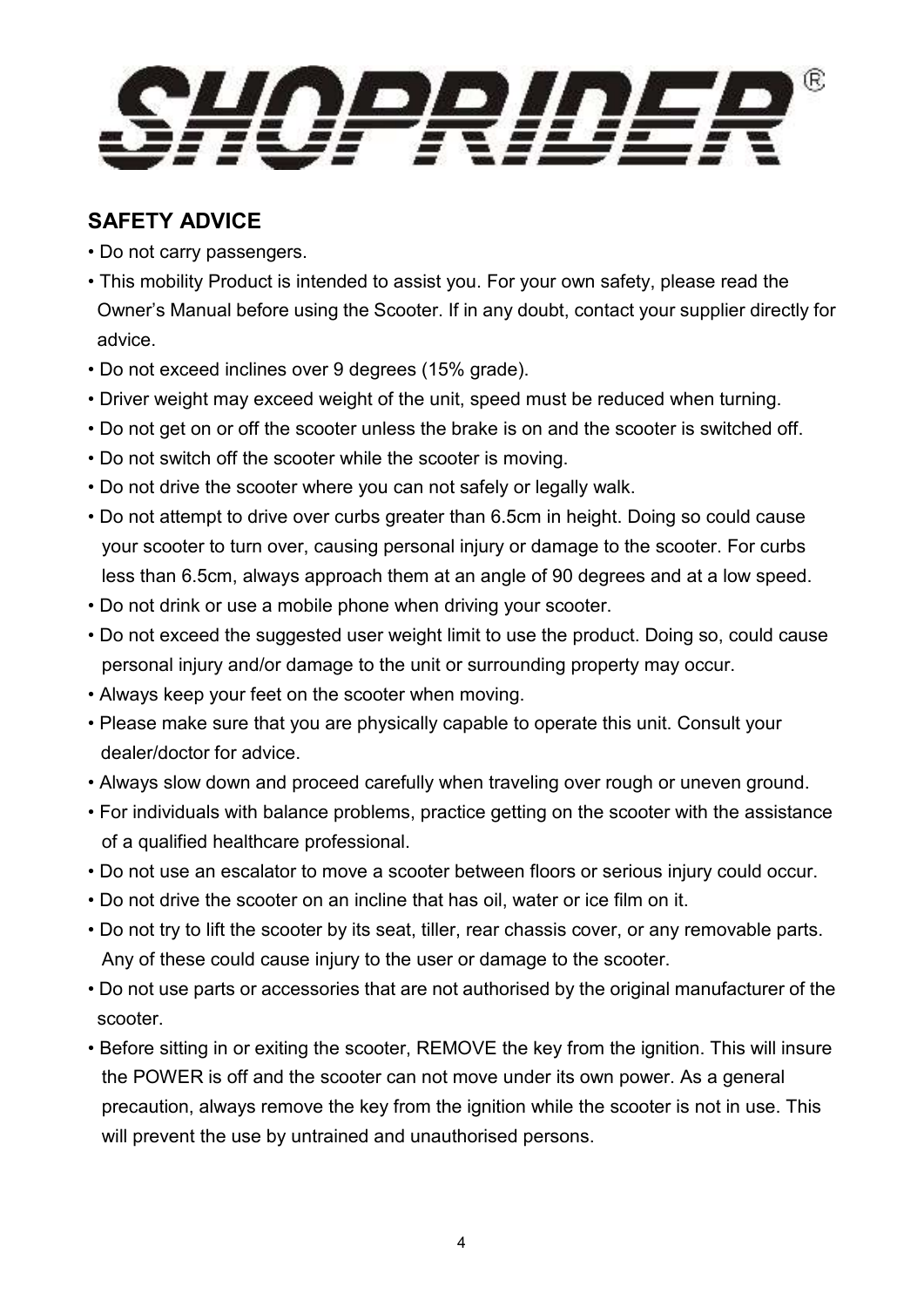# SHOPRIDER®

## SAFETY ADVICE

- Do not carry passengers.
- This mobility Product is intended to assist you. For your own safety, please read the Owner's Manual before using the Scooter. If in any doubt, contact your supplier directly for advice.
- Do not exceed inclines over 9 degrees (15% grade).
- Driver weight may exceed weight of the unit, speed must be reduced when turning.
- Do not get on or off the scooter unless the brake is on and the scooter is switched off.
- Do not switch off the scooter while the scooter is moving.
- Do not drive the scooter where you can not safely or legally walk.
- Do not attempt to drive over curbs greater than 6.5cm in height. Doing so could cause your scooter to turn over, causing personal injury or damage to the scooter. For curbs less than 6.5cm, always approach them at an angle of 90 degrees and at a low speed.
- Do not drink or use a mobile phone when driving your scooter.
- Do not exceed the suggested user weight limit to use the product. Doing so, could cause personal injury and/or damage to the unit or surrounding property may occur.
- Always keep your feet on the scooter when moving.
- Please make sure that you are physically capable to operate this unit. Consult your dealer/doctor for advice.
- Always slow down and proceed carefully when traveling over rough or uneven ground.
- For individuals with balance problems, practice getting on the scooter with the assistance of a qualified healthcare professional.
- Do not use an escalator to move a scooter between floors or serious injury could occur.
- Do not drive the scooter on an incline that has oil, water or ice film on it.
- Do not try to lift the scooter by its seat, tiller, rear chassis cover, or any removable parts. Any of these could cause injury to the user or damage to the scooter.
- Do not use parts or accessories that are not authorised by the original manufacturer of the scooter.
- Before sitting in or exiting the scooter, REMOVE the key from the ignition. This will insure the POWER is off and the scooter can not move under its own power. As a general precaution, always remove the key from the ignition while the scooter is not in use. This will prevent the use by untrained and unauthorised persons.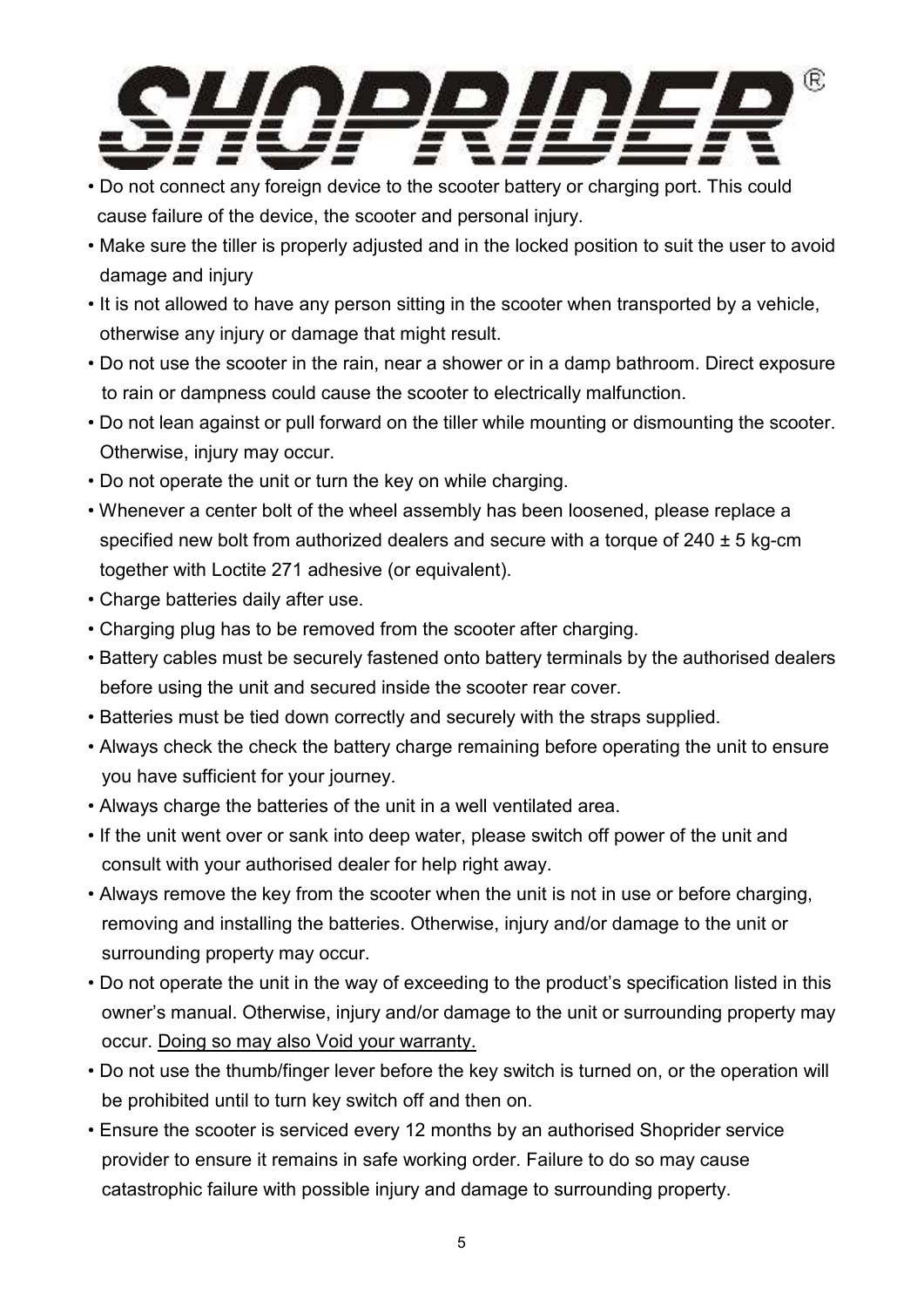- Do not connect any foreign device to the scooter battery or charging port. This could cause failure of the device, the scooter and personal injury.
- Make sure the tiller is properly adjusted and in the locked position to suit the user to avoid damage and injury
- It is not allowed to have any person sitting in the scooter when transported by a vehicle, otherwise any injury or damage that might result.
- Do not use the scooter in the rain, near a shower or in a damp bathroom. Direct exposure to rain or dampness could cause the scooter to electrically malfunction.
- Do not lean against or pull forward on the tiller while mounting or dismounting the scooter. Otherwise, injury may occur.
- Do not operate the unit or turn the key on while charging.
- Whenever a center bolt of the wheel assembly has been loosened, please replace a specified new bolt from authorized dealers and secure with a torque of 240 ± 5 kg-cm together with Loctite 271 adhesive (or equivalent).
- Charge batteries daily after use.
- Charging plug has to be removed from the scooter after charging.
- Battery cables must be securely fastened onto battery terminals by the authorised dealers before using the unit and secured inside the scooter rear cover.
- Batteries must be tied down correctly and securely with the straps supplied.
- Always check the check the battery charge remaining before operating the unit to ensure you have sufficient for your journey.
- Always charge the batteries of the unit in a well ventilated area.
- If the unit went over or sank into deep water, please switch off power of the unit and consult with your authorised dealer for help right away.
- Always remove the key from the scooter when the unit is not in use or before charging, removing and installing the batteries. Otherwise, injury and/or damage to the unit or surrounding property may occur.
- Do not operate the unit in the way of exceeding to the product's specification listed in this owner's manual. Otherwise, injury and/or damage to the unit or surrounding property may occur. <u>Doing so may also Void your warranty.</u>
- Do not use the thumb/finger lever before the key switch is turned on, or the operation will be prohibited until to turn key switch off and then on.
- Ensure the scooter is serviced every 12 months by an authorised Shoprider service provider to ensure it remains in safe working order. Failure to do so may cause catastrophic failure with possible injury and damage to surrounding property.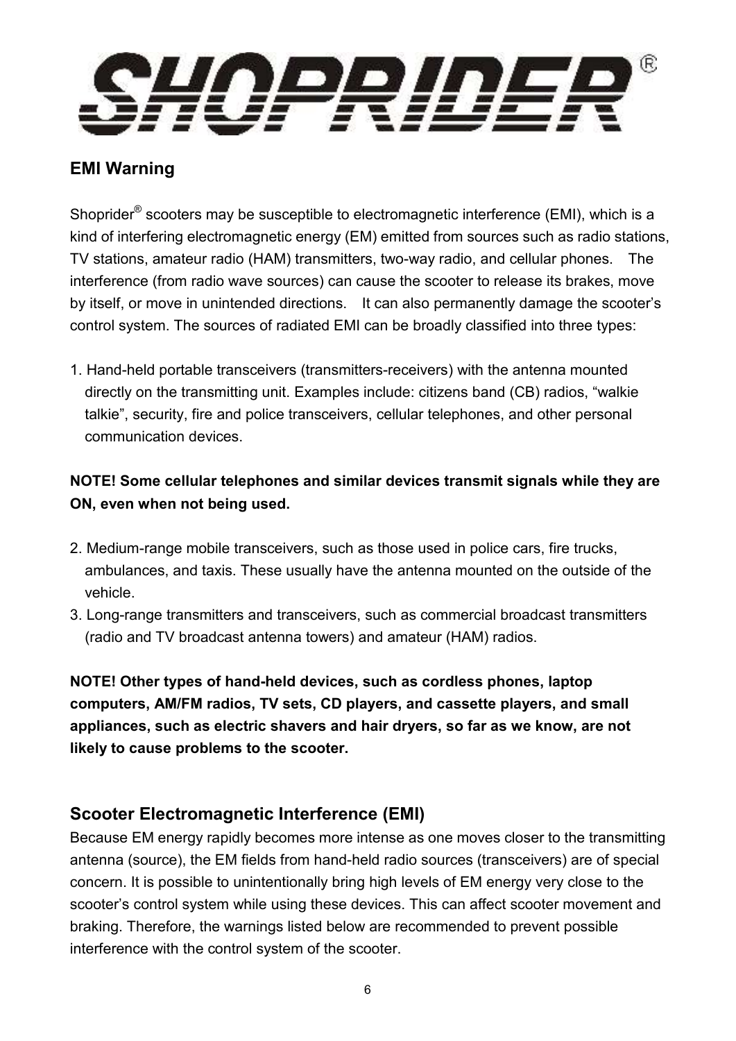SHOPRIDER®

## EMI Warning

Shoprider® scooters may be susceptible to electromagnetic interference (EMI), which is a kind of interfering electromagnetic energy (EM) emitted from sources such as radio stations, TV stations, amateur radio (HAM) transmitters, two-way radio, and cellular phones. The interference (from radio wave sources) can cause the scooter to release its brakes, move by itself, or move in unintended directions. It can also permanently damage the scooter's control system. The sources of radiated EMI can be broadly classified into three types:

1. Hand-held portable transceivers (transmitters-receivers) with the antenna mounted directly on the transmitting unit. Examples include: citizens band (CB) radios, "walkie talkie", security, fire and police transceivers, cellular telephones, and other personal communication devices.

**NOTE! Some cellular telephones and similar devices transmit signals while they are ON, even when not being used.**

2. Medium-range mobile transceivers, such as those used in police cars, fire trucks, ambulances, and taxis. These usually have the antenna mounted on the outside of the vehicle.
3. Long-range transmitters and transceivers, such as commercial broadcast transmitters (radio and TV broadcast antenna towers) and amateur (HAM) radios.

**NOTE! Other types of hand-held devices, such as cordless phones, laptop computers, AM/FM radios, TV sets, CD players, and cassette players, and small appliances, such as electric shavers and hair dryers, so far as we know, are not likely to cause problems to the scooter.**

## Scooter Electromagnetic Interference (EMI)

Because EM energy rapidly becomes more intense as one moves closer to the transmitting antenna (source), the EM fields from hand-held radio sources (transceivers) are of special concern. It is possible to unintentionally bring high levels of EM energy very close to the scooter's control system while using these devices. This can affect scooter movement and braking. Therefore, the warnings listed below are recommended to prevent possible interference with the control system of the scooter.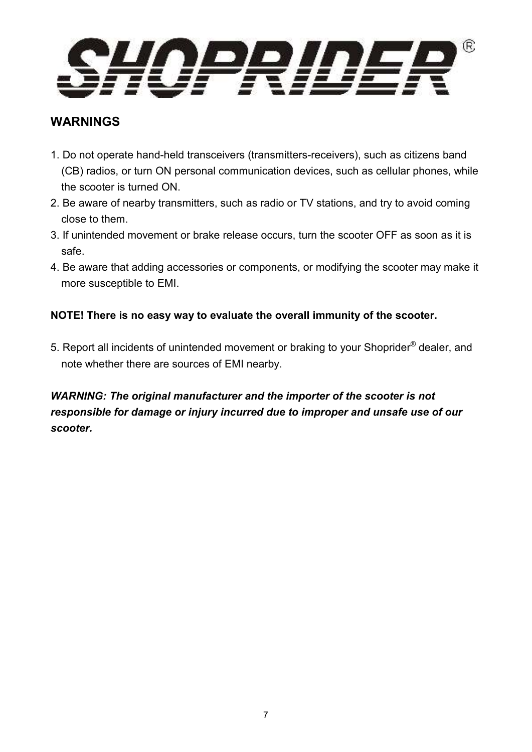# SHOPRIDER®

## WARNINGS

1. Do not operate hand-held transceivers (transmitters-receivers), such as citizens band (CB) radios, or turn ON personal communication devices, such as cellular phones, while the scooter is turned ON.
2. Be aware of nearby transmitters, such as radio or TV stations, and try to avoid coming close to them.
3. If unintended movement or brake release occurs, turn the scooter OFF as soon as it is safe.
4. Be aware that adding accessories or components, or modifying the scooter may make it more susceptible to EMI.

**NOTE! There is no easy way to evaluate the overall immunity of the scooter.**

5. Report all incidents of unintended movement or braking to your Shoprider® dealer, and note whether there are sources of EMI nearby.

***WARNING: The original manufacturer and the importer of the scooter is not responsible for damage or injury incurred due to improper and unsafe use of our scooter.***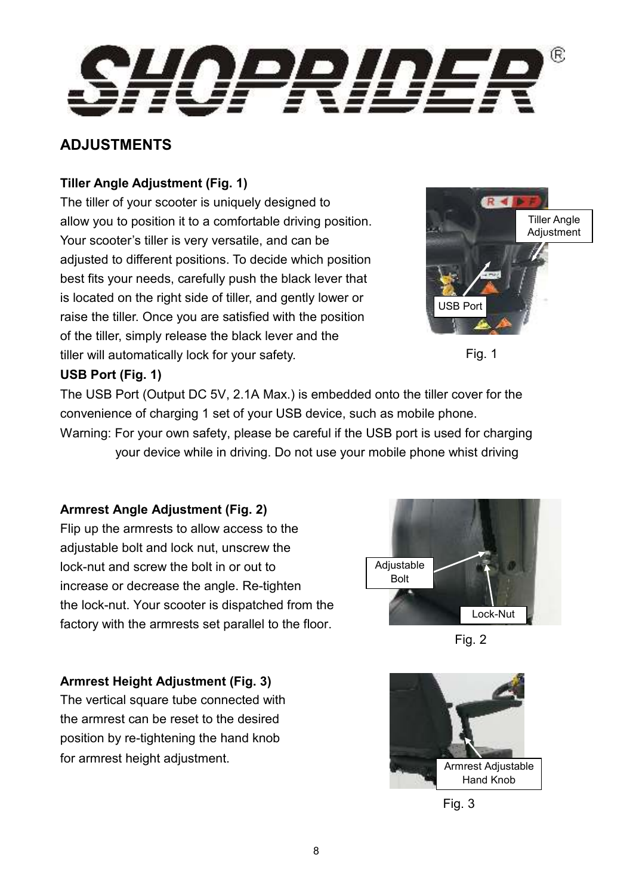# ADJUSTMENTS

**Tiller Angle Adjustment (Fig. 1)**

The tiller of your scooter is uniquely designed to allow you to position it to a comfortable driving position. Your scooter's tiller is very versatile, and can be adjusted to different positions. To decide which position best fits your needs, carefully push the black lever that is located on the right side of tiller, and gently lower or raise the tiller. Once you are satisfied with the position of the tiller, simply release the black lever and the tiller will automatically lock for your safety.

Tiller Angle Adjustment

USB Port

Fig. 1

**USB Port (Fig. 1)**

The USB Port (Output DC 5V, 2.1A Max.) is embedded onto the tiller cover for the convenience of charging 1 set of your USB device, such as mobile phone.

Warning: For your own safety, please be careful if the USB port is used for charging your device while in driving. Do not use your mobile phone whist driving

**Armrest Angle Adjustment (Fig. 2)**

Flip up the armrests to allow access to the adjustable bolt and lock nut, unscrew the lock-nut and screw the bolt in or out to increase or decrease the angle. Re-tighten the lock-nut. Your scooter is dispatched from the factory with the armrests set parallel to the floor.

Adjustable Bolt

Lock-Nut

Fig. 2

**Armrest Height Adjustment (Fig. 3)**

The vertical square tube connected with the armrest can be reset to the desired position by re-tightening the hand knob for armrest height adjustment.

Armrest Adjustable Hand Knob

Fig. 3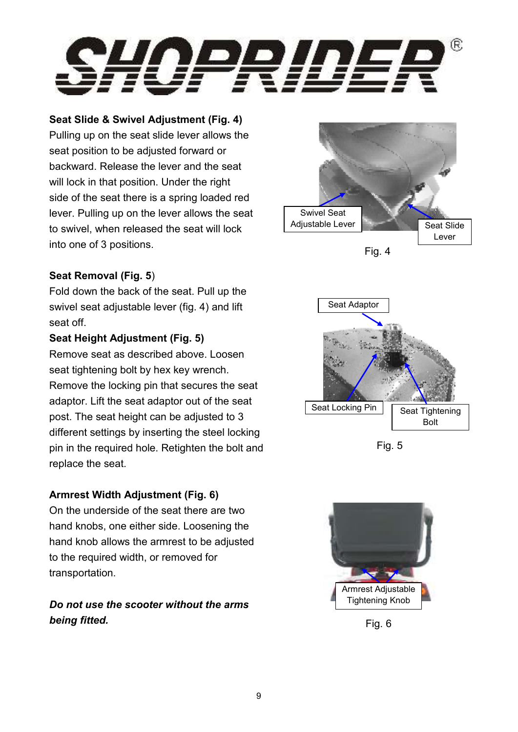**Seat Slide & Swivel Adjustment (Fig. 4)**
Pulling up on the seat slide lever allows the seat position to be adjusted forward or backward. Release the lever and the seat will lock in that position. Under the right side of the seat there is a spring loaded red lever. Pulling up on the lever allows the seat to swivel, when released the seat will lock into one of 3 positions.

Swivel Seat Adjustable Lever

Seat Slide Lever

Fig. 4

**Seat Removal (Fig. 5**)
Fold down the back of the seat. Pull up the swivel seat adjustable lever (fig. 4) and lift seat off.

**Seat Height Adjustment (Fig. 5)**
Remove seat as described above. Loosen seat tightening bolt by hex key wrench. Remove the locking pin that secures the seat adaptor. Lift the seat adaptor out of the seat post. The seat height can be adjusted to 3 different settings by inserting the steel locking pin in the required hole. Retighten the bolt and replace the seat.

Seat Adaptor

Seat Locking Pin

Seat Tightening Bolt

Fig. 5

**Armrest Width Adjustment (Fig. 6)**
On the underside of the seat there are two hand knobs, one either side. Loosening the hand knob allows the armrest to be adjusted to the required width, or removed for transportation.

***Do not use the scooter without the arms being fitted.***

Armrest Adjustable Tightening Knob

Fig. 6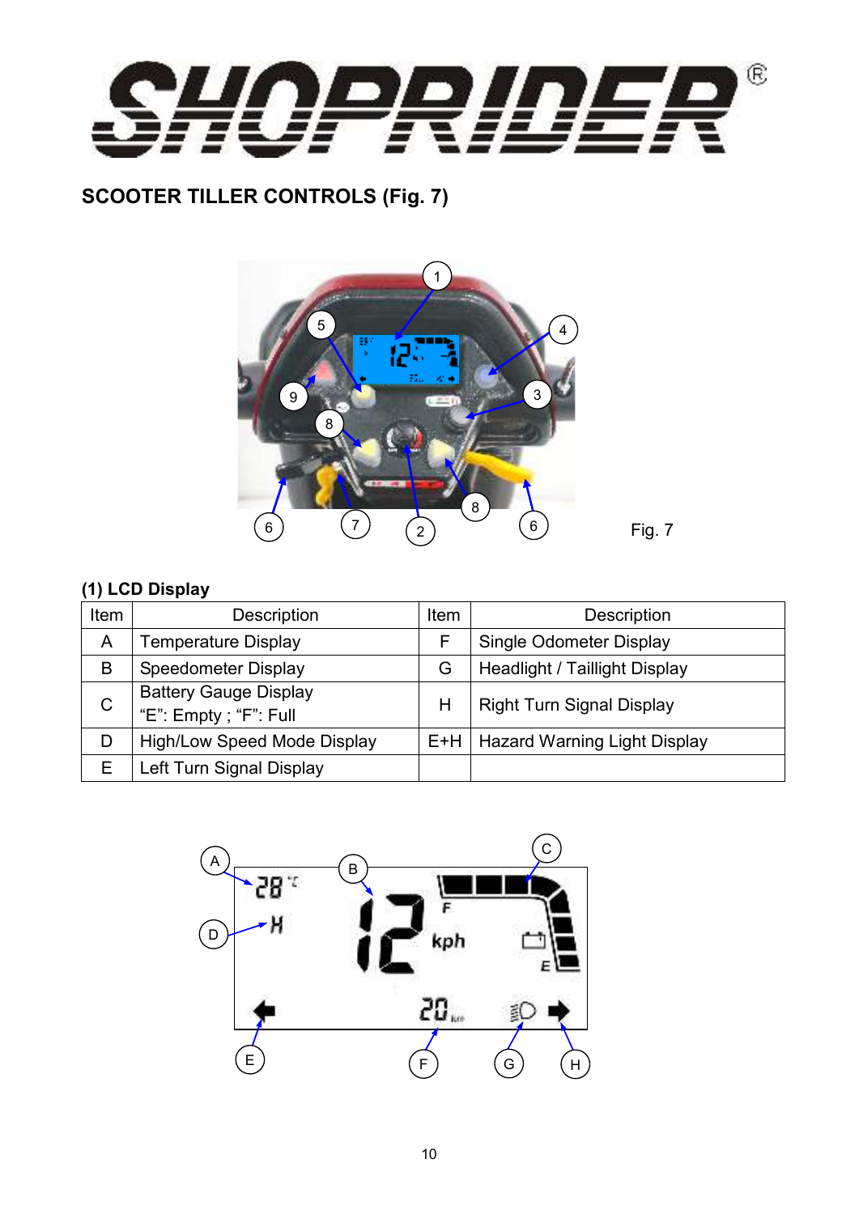# SHOPRIDER®

## SCOOTER TILLER CONTROLS (Fig. 7)

Fig. 7

### (1) LCD Display

| Item | Description | Item | Description |
|---|---|---|---|
| A | Temperature Display | F | Single Odometer Display |
| B | Speedometer Display | G | Headlight / Taillight Display |
| C | Battery Gauge Display<br>"E": Empty ; "F": Full | H | Right Turn Signal Display |
| D | High/Low Speed Mode Display | E+H | Hazard Warning Light Display |
| E | Left Turn Signal Display | | |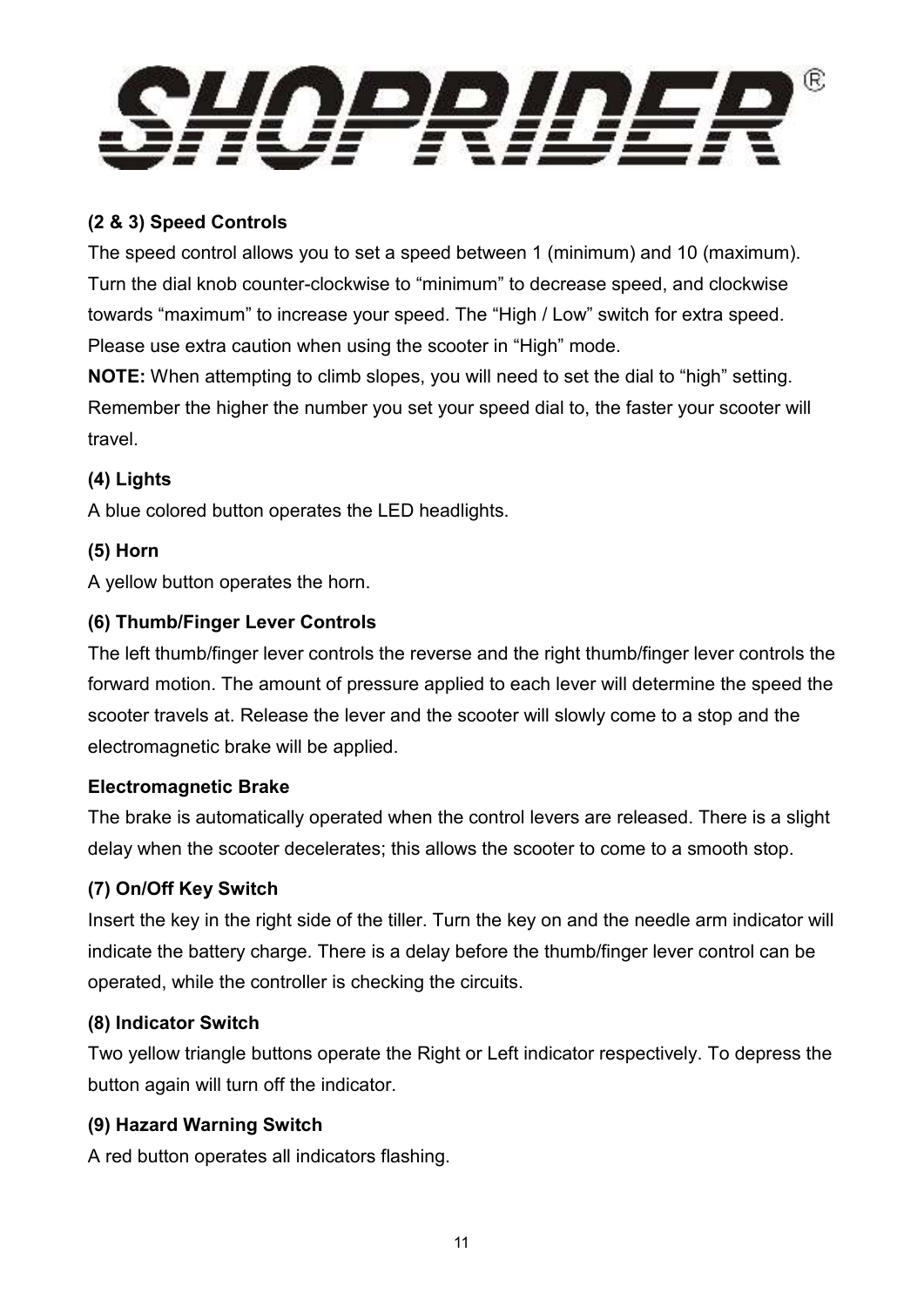# SHOPRIDER®

### (2 & 3) Speed Controls

The speed control allows you to set a speed between 1 (minimum) and 10 (maximum). Turn the dial knob counter-clockwise to “minimum” to decrease speed, and clockwise towards “maximum” to increase your speed. The “High / Low” switch for extra speed. Please use extra caution when using the scooter in “High” mode.

**NOTE:** When attempting to climb slopes, you will need to set the dial to “high” setting. Remember the higher the number you set your speed dial to, the faster your scooter will travel.

### (4) Lights

A blue colored button operates the LED headlights.

### (5) Horn

A yellow button operates the horn.

### (6) Thumb/Finger Lever Controls

The left thumb/finger lever controls the reverse and the right thumb/finger lever controls the forward motion. The amount of pressure applied to each lever will determine the speed the scooter travels at. Release the lever and the scooter will slowly come to a stop and the electromagnetic brake will be applied.

### Electromagnetic Brake

The brake is automatically operated when the control levers are released. There is a slight delay when the scooter decelerates; this allows the scooter to come to a smooth stop.

### (7) On/Off Key Switch

Insert the key in the right side of the tiller. Turn the key on and the needle arm indicator will indicate the battery charge. There is a delay before the thumb/finger lever control can be operated, while the controller is checking the circuits.

### (8) Indicator Switch

Two yellow triangle buttons operate the Right or Left indicator respectively. To depress the button again will turn off the indicator.

### (9) Hazard Warning Switch

A red button operates all indicators flashing.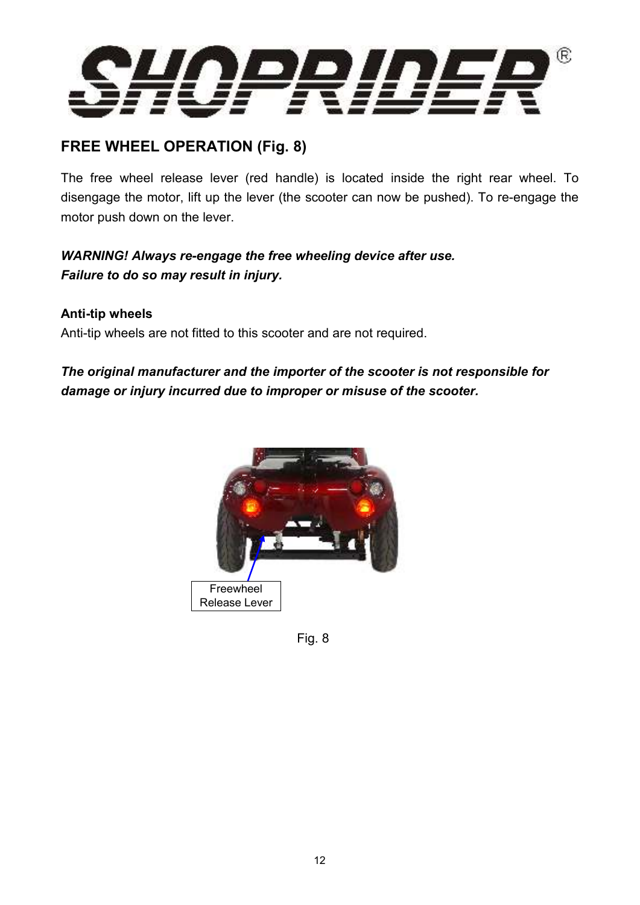# SHOPRIDER®

## FREE WHEEL OPERATION (Fig. 8)

The free wheel release lever (red handle) is located inside the right rear wheel. To disengage the motor, lift up the lever (the scooter can now be pushed). To re-engage the motor push down on the lever.

***WARNING! Always re-engage the free wheeling device after use.***
***Failure to do so may result in injury.***

**Anti-tip wheels**

Anti-tip wheels are not fitted to this scooter and are not required.

***The original manufacturer and the importer of the scooter is not responsible for damage or injury incurred due to improper or misuse of the scooter.***

Freewheel Release Lever

Fig. 8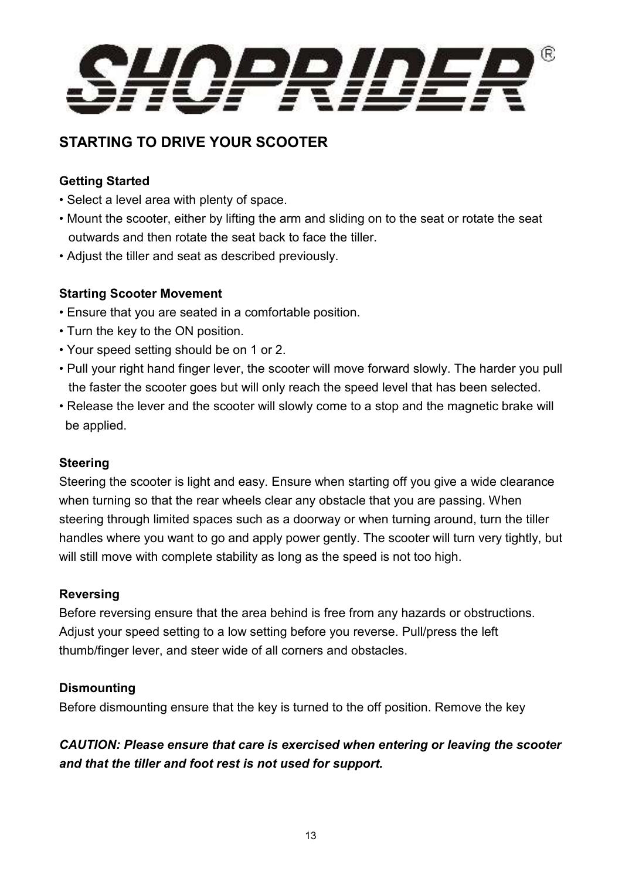# SHOPRIDER®

## STARTING TO DRIVE YOUR SCOOTER

### Getting Started

- Select a level area with plenty of space.
- Mount the scooter, either by lifting the arm and sliding on to the seat or rotate the seat outwards and then rotate the seat back to face the tiller.
- Adjust the tiller and seat as described previously.

### Starting Scooter Movement

- Ensure that you are seated in a comfortable position.
- Turn the key to the ON position.
- Your speed setting should be on 1 or 2.
- Pull your right hand finger lever, the scooter will move forward slowly. The harder you pull the faster the scooter goes but will only reach the speed level that has been selected.
- Release the lever and the scooter will slowly come to a stop and the magnetic brake will be applied.

### Steering

Steering the scooter is light and easy. Ensure when starting off you give a wide clearance when turning so that the rear wheels clear any obstacle that you are passing. When steering through limited spaces such as a doorway or when turning around, turn the tiller handles where you want to go and apply power gently. The scooter will turn very tightly, but will still move with complete stability as long as the speed is not too high.

### Reversing

Before reversing ensure that the area behind is free from any hazards or obstructions. Adjust your speed setting to a low setting before you reverse. Pull/press the left thumb/finger lever, and steer wide of all corners and obstacles.

### Dismounting

Before dismounting ensure that the key is turned to the off position. Remove the key

***CAUTION: Please ensure that care is exercised when entering or leaving the scooter and that the tiller and foot rest is not used for support.***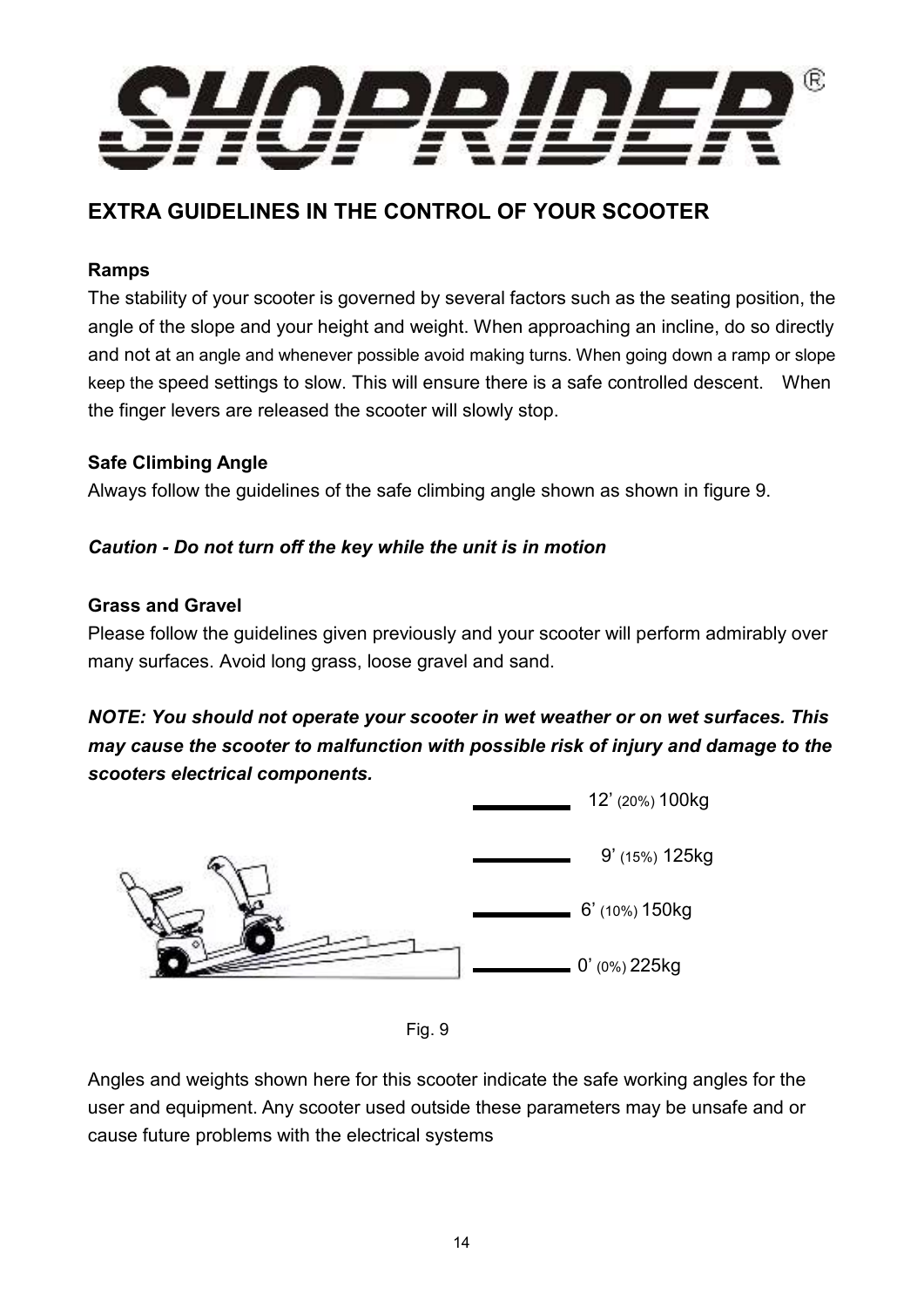## EXTRA GUIDELINES IN THE CONTROL OF YOUR SCOOTER

**Ramps**

The stability of your scooter is governed by several factors such as the seating position, the angle of the slope and your height and weight. When approaching an incline, do so directly and not at an angle and whenever possible avoid making turns. When going down a ramp or slope keep the speed settings to slow. This will ensure there is a safe controlled descent. When the finger levers are released the scooter will slowly stop.

**Safe Climbing Angle**

Always follow the guidelines of the safe climbing angle shown as shown in figure 9.

***Caution - Do not turn off the key while the unit is in motion***

**Grass and Gravel**

Please follow the guidelines given previously and your scooter will perform admirably over many surfaces. Avoid long grass, loose gravel and sand.

***NOTE: You should not operate your scooter in wet weather or on wet surfaces. This may cause the scooter to malfunction with possible risk of injury and damage to the scooters electrical components.***

12’ (20%) 100kg

9’ (15%) 125kg

6’ (10%) 150kg

0’ (0%) 225kg

Fig. 9

Angles and weights shown here for this scooter indicate the safe working angles for the user and equipment. Any scooter used outside these parameters may be unsafe and or cause future problems with the electrical systems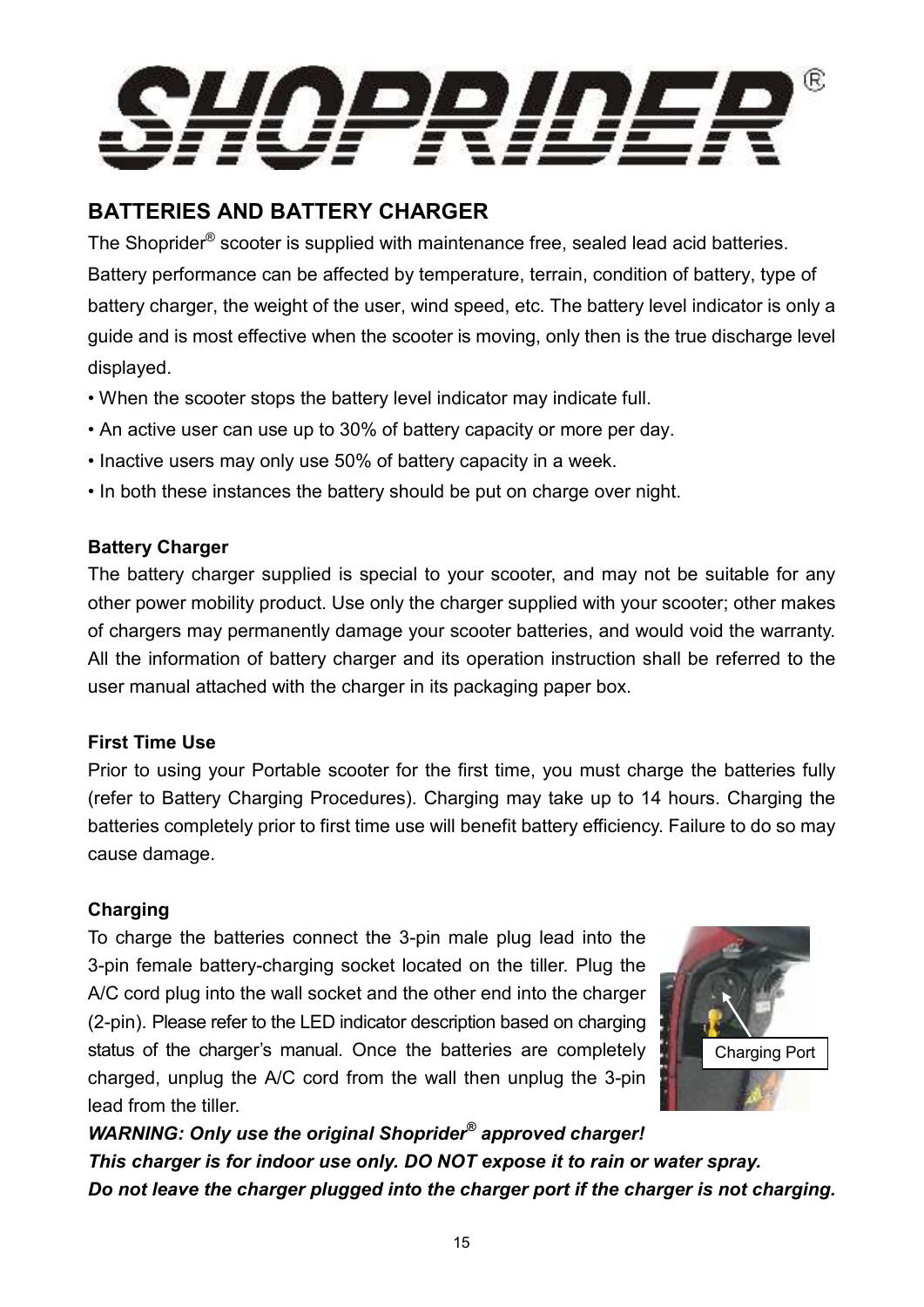# SHOPRIDER®

## BATTERIES AND BATTERY CHARGER

The Shoprider® scooter is supplied with maintenance free, sealed lead acid batteries. Battery performance can be affected by temperature, terrain, condition of battery, type of battery charger, the weight of the user, wind speed, etc. The battery level indicator is only a guide and is most effective when the scooter is moving, only then is the true discharge level displayed.

- When the scooter stops the battery level indicator may indicate full.
- An active user can use up to 30% of battery capacity or more per day.
- Inactive users may only use 50% of battery capacity in a week.
- In both these instances the battery should be put on charge over night.

### Battery Charger

The battery charger supplied is special to your scooter, and may not be suitable for any other power mobility product. Use only the charger supplied with your scooter; other makes of chargers may permanently damage your scooter batteries, and would void the warranty. All the information of battery charger and its operation instruction shall be referred to the user manual attached with the charger in its packaging paper box.

### First Time Use

Prior to using your Portable scooter for the first time, you must charge the batteries fully (refer to Battery Charging Procedures). Charging may take up to 14 hours. Charging the batteries completely prior to first time use will benefit battery efficiency. Failure to do so may cause damage.

### Charging

To charge the batteries connect the 3-pin male plug lead into the 3-pin female battery-charging socket located on the tiller. Plug the A/C cord plug into the wall socket and the other end into the charger (2-pin). Please refer to the LED indicator description based on charging status of the charger's manual. Once the batteries are completely charged, unplug the A/C cord from the wall then unplug the 3-pin lead from the tiller.

Charging Port

***WARNING: Only use the original Shoprider® approved charger!***
***This charger is for indoor use only. DO NOT expose it to rain or water spray.***
***Do not leave the charger plugged into the charger port if the charger is not charging.***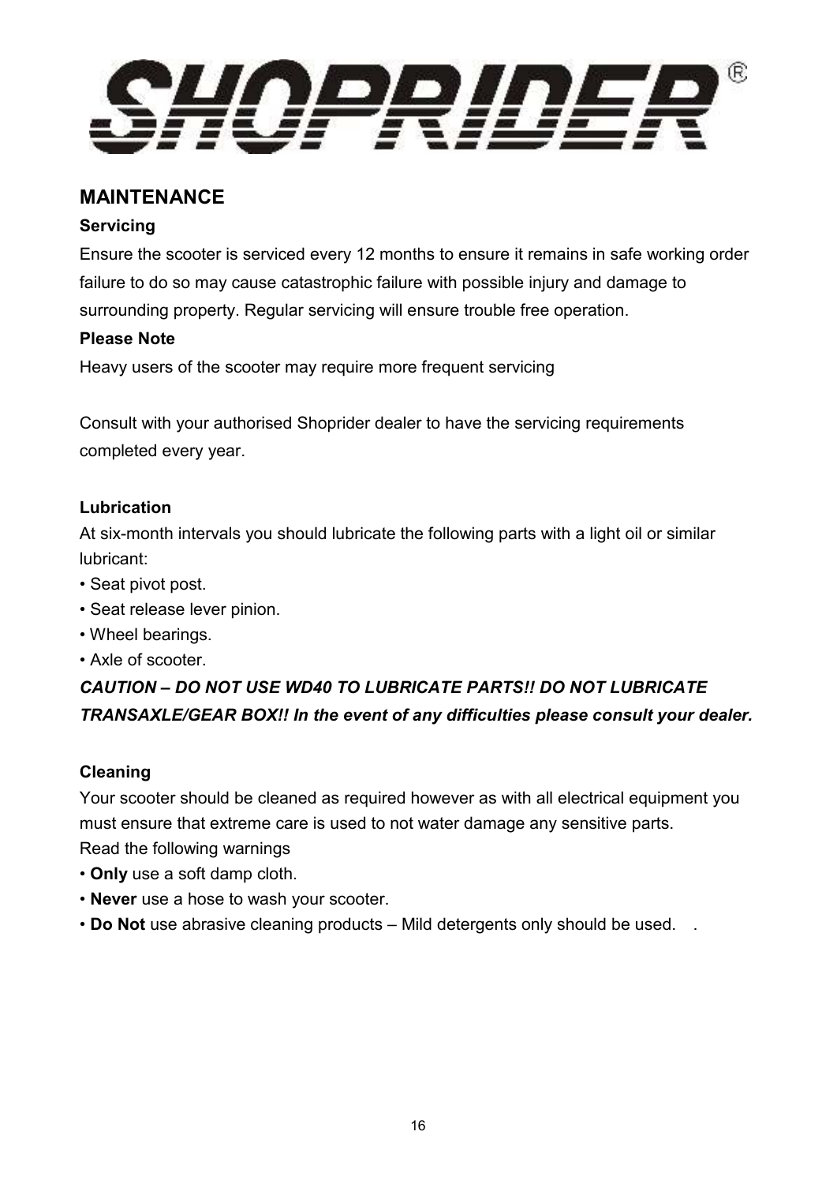**SHOPRIDER®**

## MAINTENANCE

### Servicing

Ensure the scooter is serviced every 12 months to ensure it remains in safe working order failure to do so may cause catastrophic failure with possible injury and damage to surrounding property. Regular servicing will ensure trouble free operation.

**Please Note**

Heavy users of the scooter may require more frequent servicing

Consult with your authorised Shoprider dealer to have the servicing requirements completed every year.

### Lubrication

At six-month intervals you should lubricate the following parts with a light oil or similar lubricant:

- Seat pivot post.
- Seat release lever pinion.
- Wheel bearings.
- Axle of scooter.

***CAUTION – DO NOT USE WD40 TO LUBRICATE PARTS!! DO NOT LUBRICATE TRANSAXLE/GEAR BOX!! In the event of any difficulties please consult your dealer.***

### Cleaning

Your scooter should be cleaned as required however as with all electrical equipment you must ensure that extreme care is used to not water damage any sensitive parts.

Read the following warnings

- **Only** use a soft damp cloth.
- **Never** use a hose to wash your scooter.
- **Do Not** use abrasive cleaning products – Mild detergents only should be used.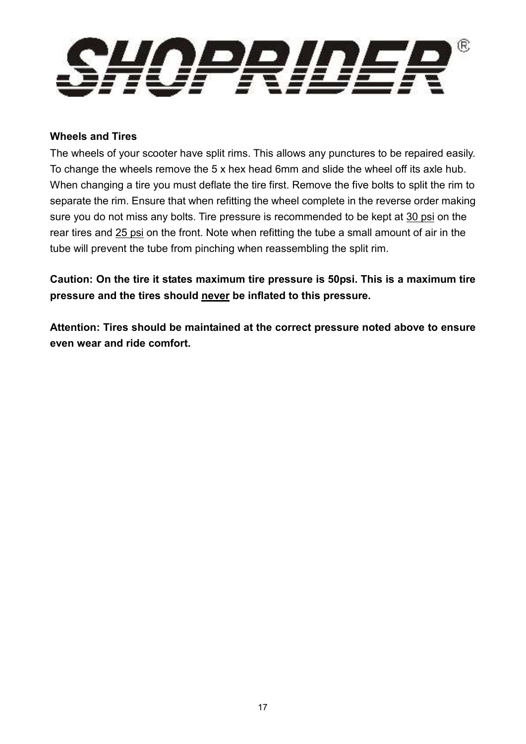**SHOPRIDER®**

**Wheels and Tires**

The wheels of your scooter have split rims. This allows any punctures to be repaired easily. To change the wheels remove the 5 x hex head 6mm and slide the wheel off its axle hub. When changing a tire you must deflate the tire first. Remove the five bolts to split the rim to separate the rim. Ensure that when refitting the wheel complete in the reverse order making sure you do not miss any bolts. Tire pressure is recommended to be kept at <u>30 psi</u> on the rear tires and <u>25 psi</u> on the front. Note when refitting the tube a small amount of air in the tube will prevent the tube from pinching when reassembling the split rim.

**Caution: On the tire it states maximum tire pressure is 50psi. This is a maximum tire pressure and the tires should <u>never</u> be inflated to this pressure.**

**Attention: Tires should be maintained at the correct pressure noted above to ensure even wear and ride comfort.**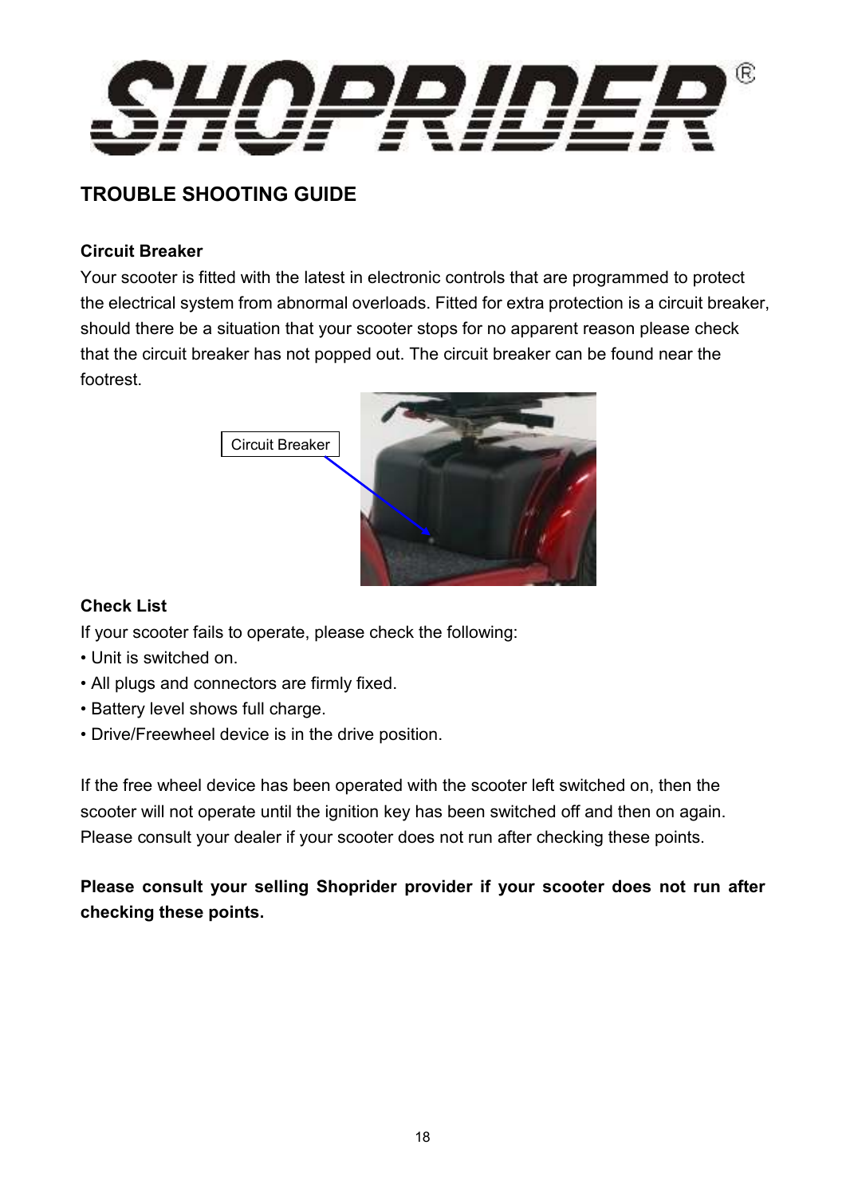## TROUBLE SHOOTING GUIDE

**Circuit Breaker**

Your scooter is fitted with the latest in electronic controls that are programmed to protect the electrical system from abnormal overloads. Fitted for extra protection is a circuit breaker, should there be a situation that your scooter stops for no apparent reason please check that the circuit breaker has not popped out. The circuit breaker can be found near the footrest.

Circuit Breaker

**Check List**

If your scooter fails to operate, please check the following:

- Unit is switched on.
- All plugs and connectors are firmly fixed.
- Battery level shows full charge.
- Drive/Freewheel device is in the drive position.

If the free wheel device has been operated with the scooter left switched on, then the scooter will not operate until the ignition key has been switched off and then on again. Please consult your dealer if your scooter does not run after checking these points.

**Please consult your selling Shoprider provider if your scooter does not run after checking these points.**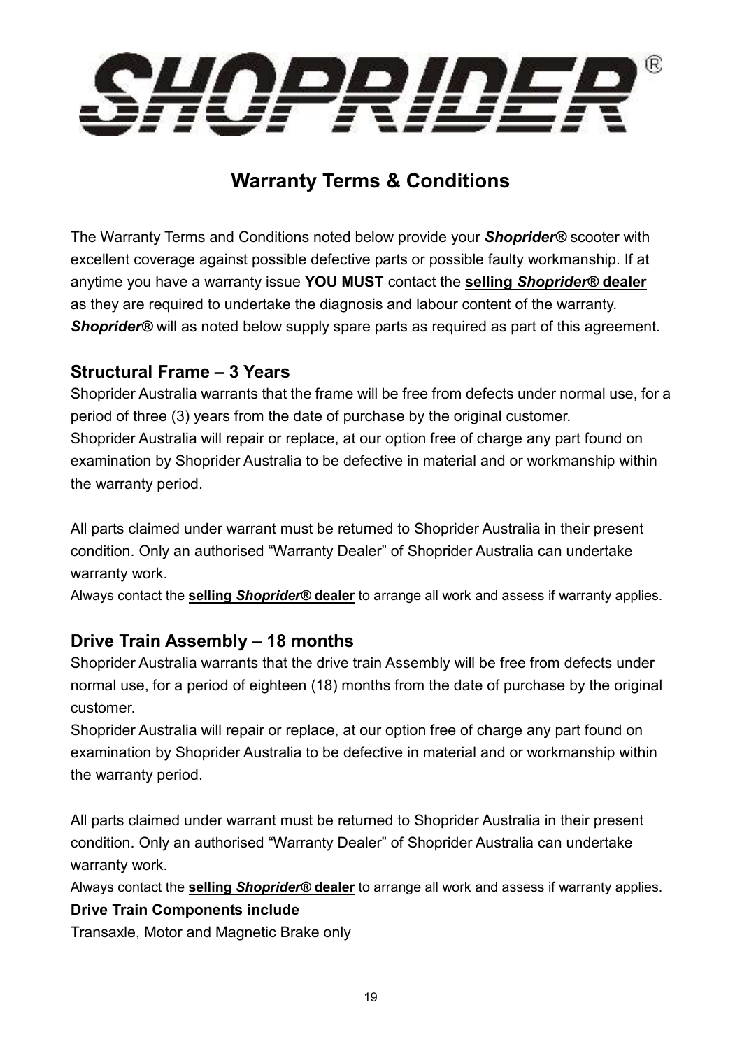# SHOPRIDER®

## Warranty Terms & Conditions

The Warranty Terms and Conditions noted below provide your ***Shoprider®*** scooter with excellent coverage against possible defective parts or possible faulty workmanship. If at anytime you have a warranty issue **YOU MUST** contact the <u>**selling *Shoprider®* dealer**</u> as they are required to undertake the diagnosis and labour content of the warranty. ***Shoprider®*** will as noted below supply spare parts as required as part of this agreement.

### Structural Frame – 3 Years

Shoprider Australia warrants that the frame will be free from defects under normal use, for a period of three (3) years from the date of purchase by the original customer.
Shoprider Australia will repair or replace, at our option free of charge any part found on examination by Shoprider Australia to be defective in material and or workmanship within the warranty period.

All parts claimed under warrant must be returned to Shoprider Australia in their present condition. Only an authorised "Warranty Dealer" of Shoprider Australia can undertake warranty work.
Always contact the <u>**selling *Shoprider®* dealer**</u> to arrange all work and assess if warranty applies.

### Drive Train Assembly – 18 months

Shoprider Australia warrants that the drive train Assembly will be free from defects under normal use, for a period of eighteen (18) months from the date of purchase by the original customer.
Shoprider Australia will repair or replace, at our option free of charge any part found on examination by Shoprider Australia to be defective in material and or workmanship within the warranty period.

All parts claimed under warrant must be returned to Shoprider Australia in their present condition. Only an authorised "Warranty Dealer" of Shoprider Australia can undertake warranty work.
Always contact the <u>**selling *Shoprider®* dealer**</u> to arrange all work and assess if warranty applies.

**Drive Train Components include**

Transaxle, Motor and Magnetic Brake only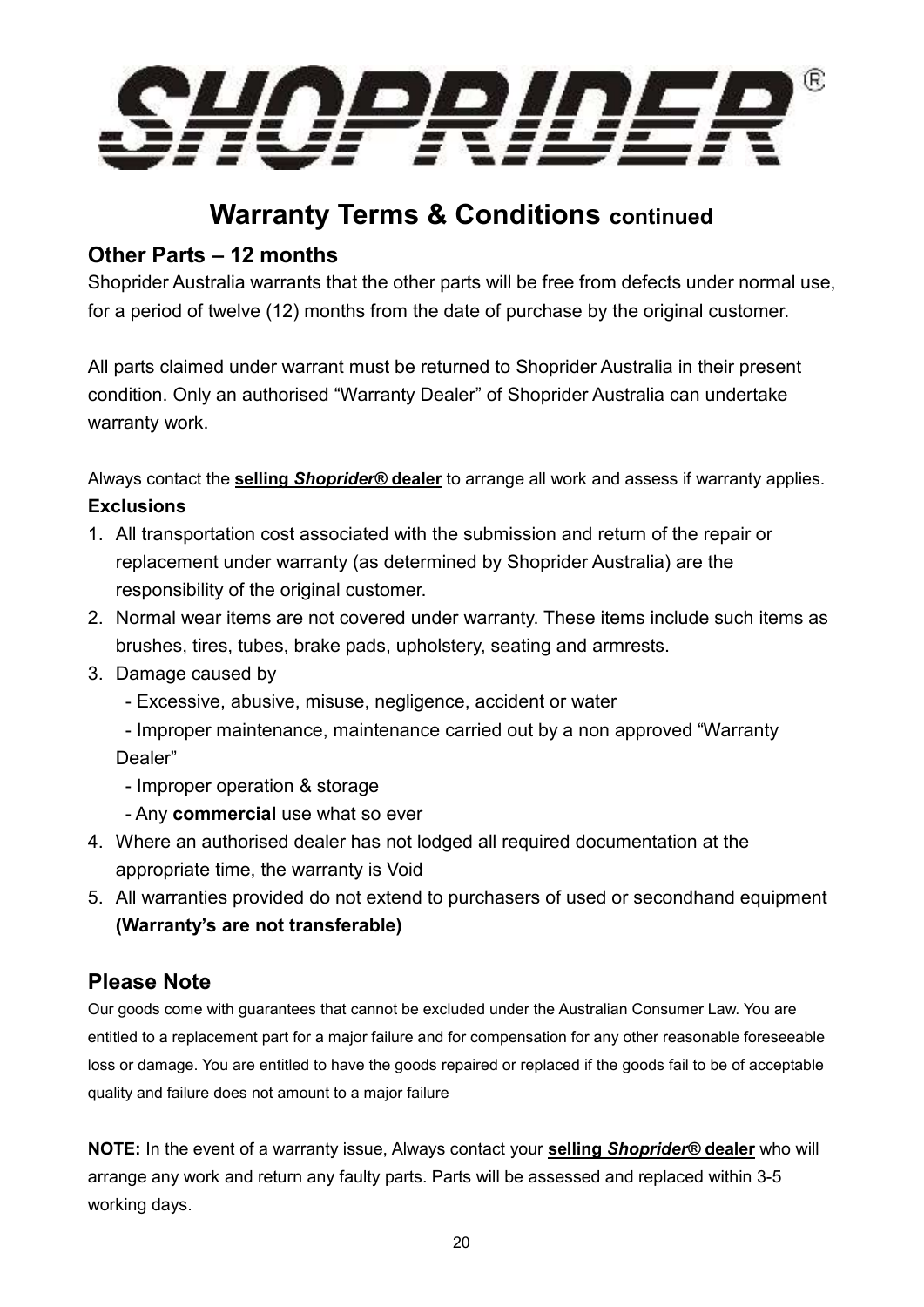SHOPRIDER®

# Warranty Terms & Conditions continued

## Other Parts – 12 months

Shoprider Australia warrants that the other parts will be free from defects under normal use, for a period of twelve (12) months from the date of purchase by the original customer.

All parts claimed under warrant must be returned to Shoprider Australia in their present condition. Only an authorised "Warranty Dealer" of Shoprider Australia can undertake warranty work.

Always contact the **selling *Shoprider®* dealer** to arrange all work and assess if warranty applies.

**Exclusions**

1. All transportation cost associated with the submission and return of the repair or replacement under warranty (as determined by Shoprider Australia) are the responsibility of the original customer.
2. Normal wear items are not covered under warranty. These items include such items as brushes, tires, tubes, brake pads, upholstery, seating and armrests.
3. Damage caused by
   - Excessive, abusive, misuse, negligence, accident or water
   - Improper maintenance, maintenance carried out by a non approved "Warranty Dealer"
   - Improper operation & storage
   - Any **commercial** use what so ever
4. Where an authorised dealer has not lodged all required documentation at the appropriate time, the warranty is Void
5. All warranties provided do not extend to purchasers of used or secondhand equipment **(Warranty's are not transferable)**

## Please Note

Our goods come with guarantees that cannot be excluded under the Australian Consumer Law. You are entitled to a replacement part for a major failure and for compensation for any other reasonable foreseeable loss or damage. You are entitled to have the goods repaired or replaced if the goods fail to be of acceptable quality and failure does not amount to a major failure

**NOTE:** In the event of a warranty issue, Always contact your **selling *Shoprider®* dealer** who will arrange any work and return any faulty parts. Parts will be assessed and replaced within 3-5 working days.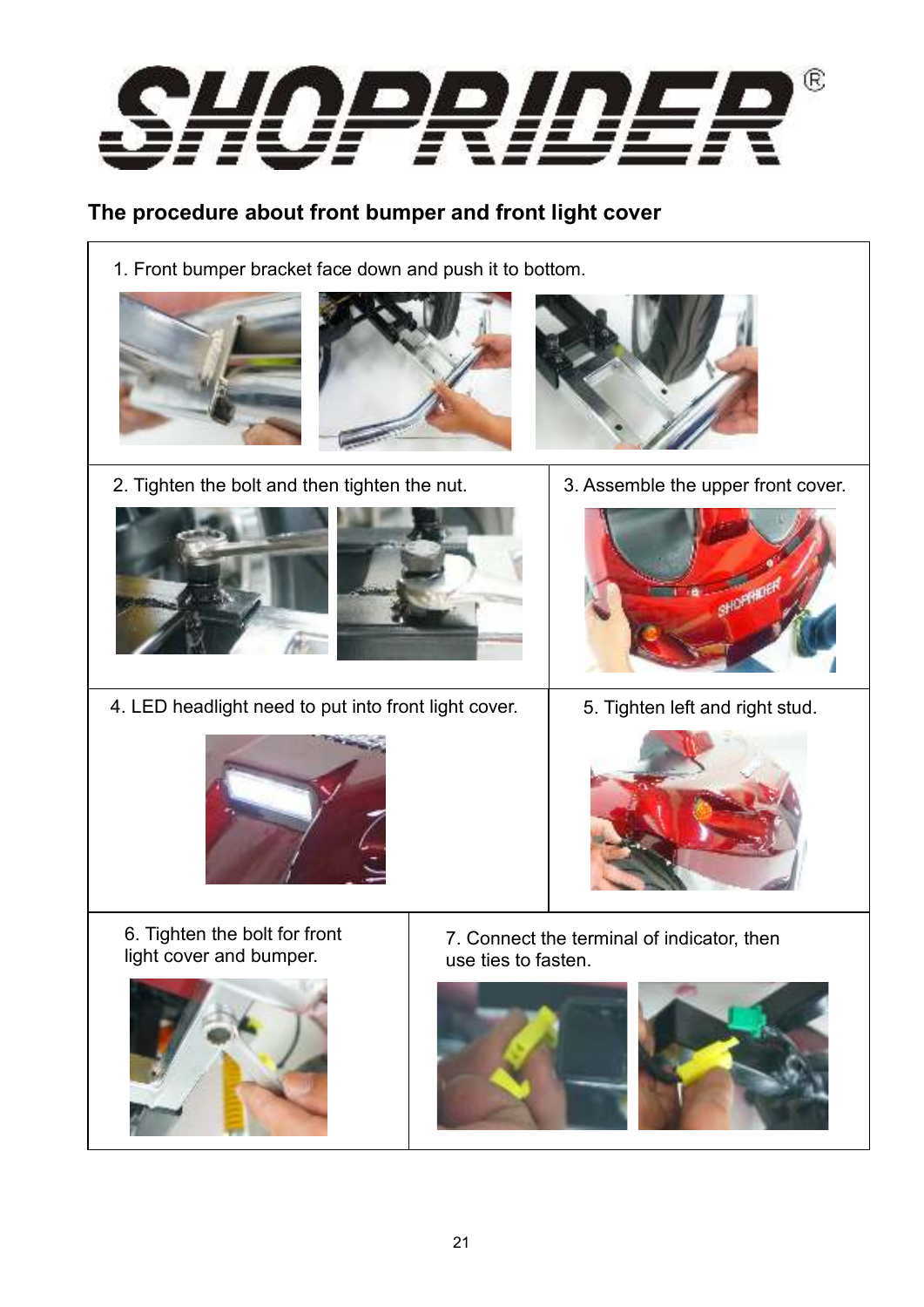# SHOPRIDER®

## The procedure about front bumper and front light cover

1. Front bumper bracket face down and push it to bottom.

2. Tighten the bolt and then tighten the nut.

3. Assemble the upper front cover.

4. LED headlight need to put into front light cover.

5. Tighten left and right stud.

6. Tighten the bolt for front light cover and bumper.

7. Connect the terminal of indicator, then use ties to fasten.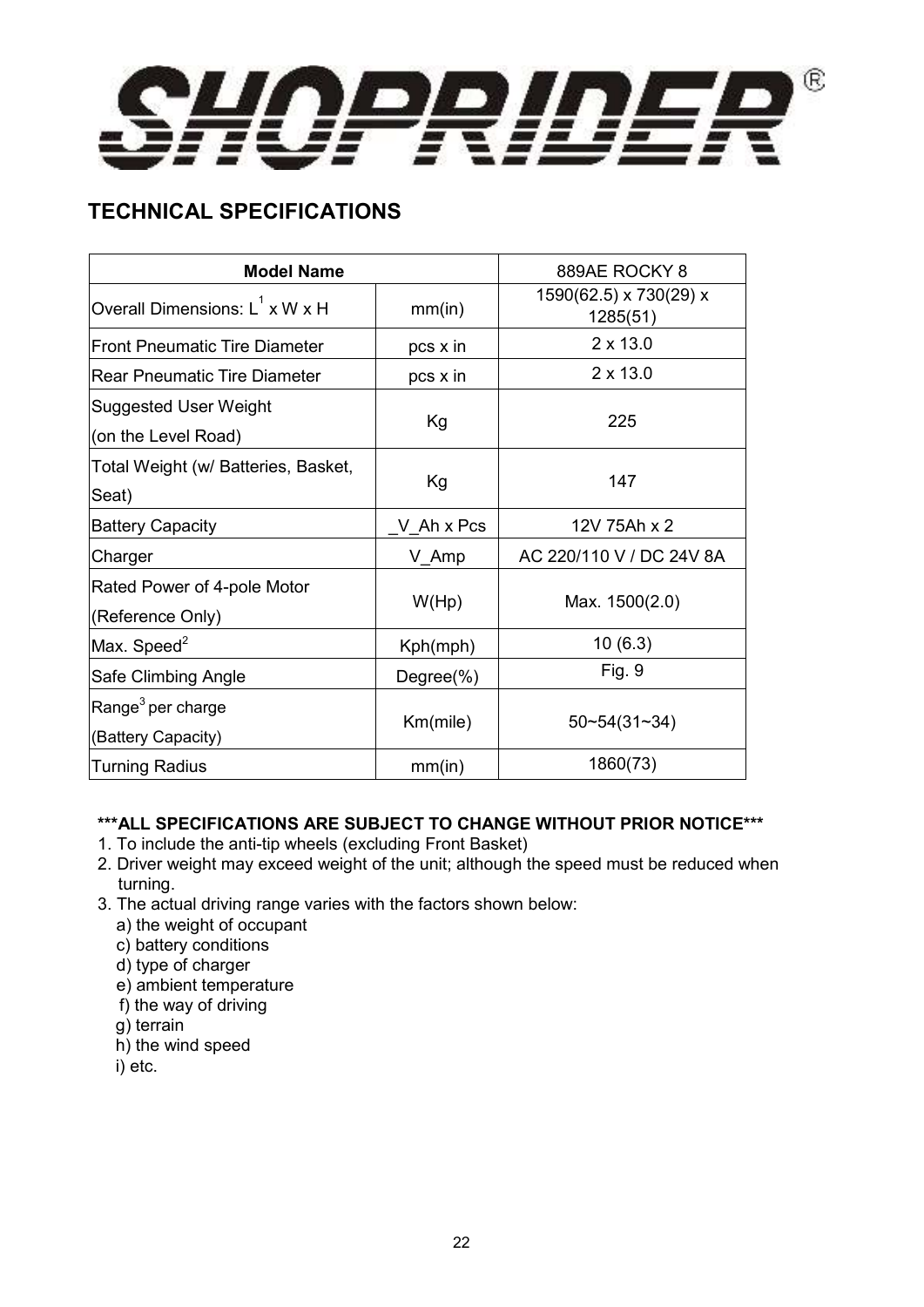SHOPRIDER®

## TECHNICAL SPECIFICATIONS

| Model Name | | 889AE ROCKY 8 |
|---|---|---|
| Overall Dimensions: L[1] x W x H | mm(in) | 1590(62.5) x 730(29) x 1285(51) |
| Front Pneumatic Tire Diameter | pcs x in | 2 x 13.0 |
| Rear Pneumatic Tire Diameter | pcs x in | 2 x 13.0 |
| Suggested User Weight (on the Level Road) | Kg | 225 |
| Total Weight (w/ Batteries, Basket, Seat) | Kg | 147 |
| Battery Capacity | _V_Ah x Pcs | 12V 75Ah x 2 |
| Charger | V_Amp | AC 220/110 V / DC 24V 8A |
| Rated Power of 4-pole Motor (Reference Only) | W(Hp) | Max. 1500(2.0) |
| Max. Speed[2] | Kph(mph) | 10 (6.3) |
| Safe Climbing Angle | Degree(%) | Fig. 9 |
| Range[3] per charge (Battery Capacity) | Km(mile) | 50~54(31~34) |
| Turning Radius | mm(in) | 1860(73) |

**\*\*\*ALL SPECIFICATIONS ARE SUBJECT TO CHANGE WITHOUT PRIOR NOTICE\*\*\***

1. To include the anti-tip wheels (excluding Front Basket)
2. Driver weight may exceed weight of the unit; although the speed must be reduced when turning.
3. The actual driving range varies with the factors shown below:
   a) the weight of occupant
   c) battery conditions
   d) type of charger
   e) ambient temperature
   f) the way of driving
   g) terrain
   h) the wind speed
   i) etc.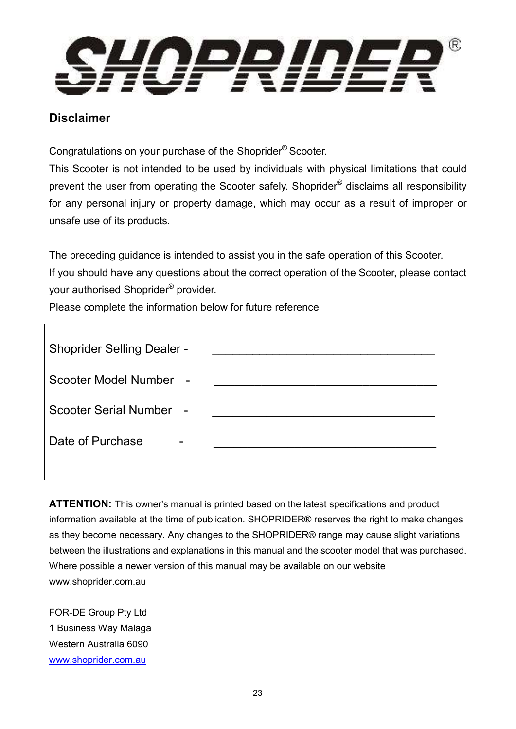# SHOPRIDER®

## Disclaimer

Congratulations on your purchase of the Shoprider® Scooter.

This Scooter is not intended to be used by individuals with physical limitations that could prevent the user from operating the Scooter safely. Shoprider® disclaims all responsibility for any personal injury or property damage, which may occur as a result of improper or unsafe use of its products.

The preceding guidance is intended to assist you in the safe operation of this Scooter.

If you should have any questions about the correct operation of the Scooter, please contact your authorised Shoprider® provider.

Please complete the information below for future reference

Shoprider Selling Dealer - ________________________________

Scooter Model Number - ________________________________

Scooter Serial Number - ________________________________

Date of Purchase - ________________________________

**ATTENTION:** This owner's manual is printed based on the latest specifications and product information available at the time of publication. SHOPRIDER® reserves the right to make changes as they become necessary. Any changes to the SHOPRIDER® range may cause slight variations between the illustrations and explanations in this manual and the scooter model that was purchased. Where possible a newer version of this manual may be available on our website www.shoprider.com.au

FOR-DE Group Pty Ltd
1 Business Way Malaga
Western Australia 6090
www.shoprider.com.au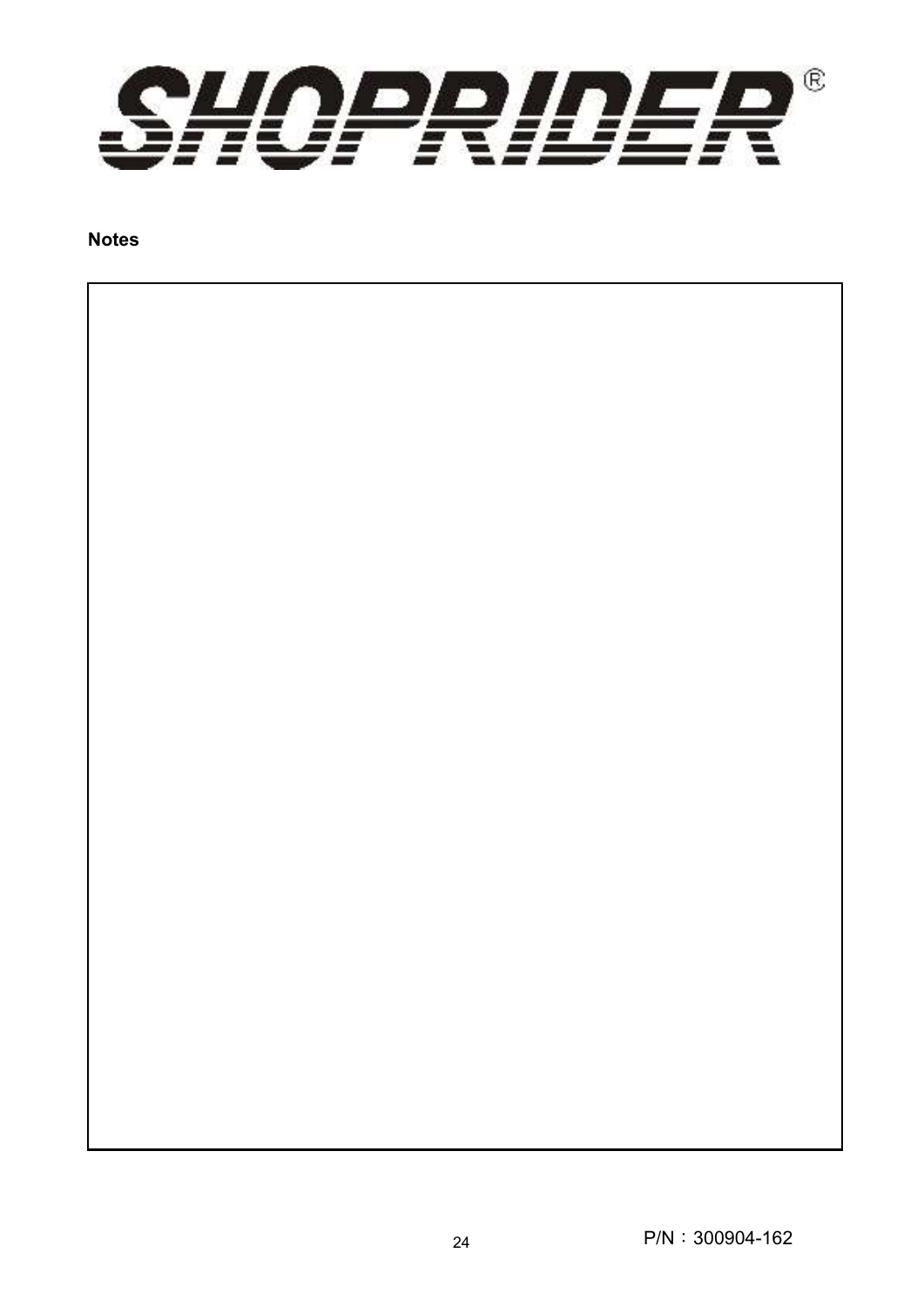SHOPRIDER®

**Notes**

P/N：300904-162